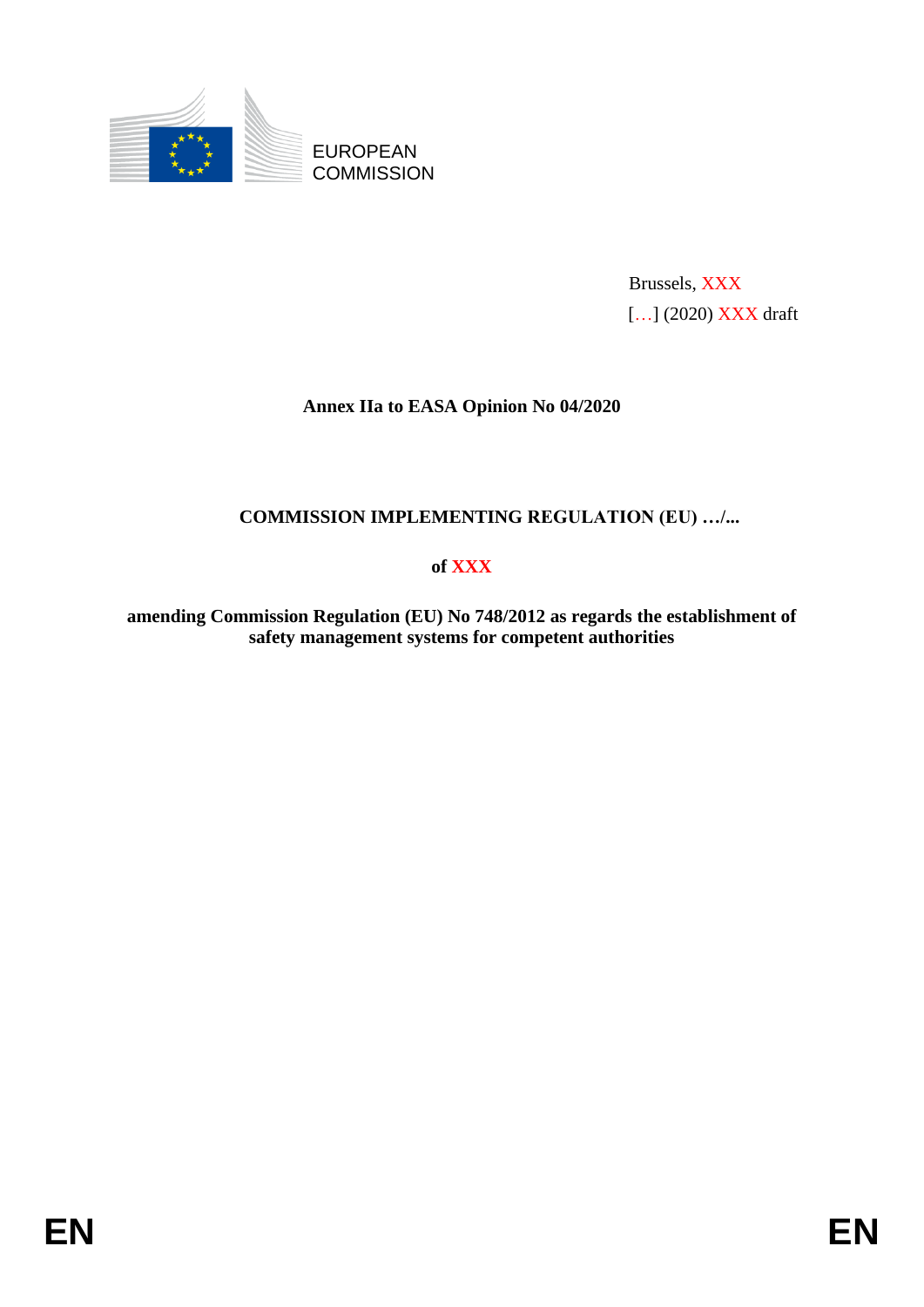EUROPEAN COMMISSION

Brussels, XXX
[…] (2020) XXX draft

**Annex IIa to EASA Opinion No 04/2020**

**COMMISSION IMPLEMENTING REGULATION (EU) …/...**

**of XXX**

**amending Commission Regulation (EU) No 748/2012 as regards the establishment of safety management systems for competent authorities**

EN EN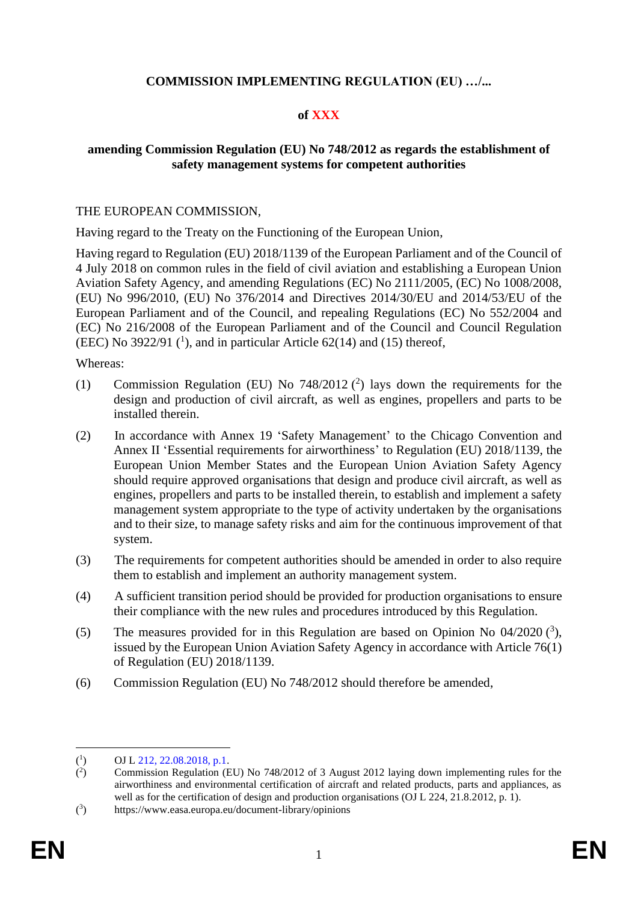**COMMISSION IMPLEMENTING REGULATION (EU) …/...**

**of XXX**

**amending Commission Regulation (EU) No 748/2012 as regards the establishment of safety management systems for competent authorities**

THE EUROPEAN COMMISSION,

Having regard to the Treaty on the Functioning of the European Union,

Having regard to Regulation (EU) 2018/1139 of the European Parliament and of the Council of 4 July 2018 on common rules in the field of civil aviation and establishing a European Union Aviation Safety Agency, and amending Regulations (EC) No 2111/2005, (EC) No 1008/2008, (EU) No 996/2010, (EU) No 376/2014 and Directives 2014/30/EU and 2014/53/EU of the European Parliament and of the Council, and repealing Regulations (EC) No 552/2004 and (EC) No 216/2008 of the European Parliament and of the Council and Council Regulation (EEC) No 3922/91 ([1]), and in particular Article 62(14) and (15) thereof,

Whereas:

(1) Commission Regulation (EU) No 748/2012 ([2]) lays down the requirements for the design and production of civil aircraft, as well as engines, propellers and parts to be installed therein.

(2) In accordance with Annex 19 'Safety Management' to the Chicago Convention and Annex II 'Essential requirements for airworthiness' to Regulation (EU) 2018/1139, the European Union Member States and the European Union Aviation Safety Agency should require approved organisations that design and produce civil aircraft, as well as engines, propellers and parts to be installed therein, to establish and implement a safety management system appropriate to the type of activity undertaken by the organisations and to their size, to manage safety risks and aim for the continuous improvement of that system.

(3) The requirements for competent authorities should be amended in order to also require them to establish and implement an authority management system.

(4) A sufficient transition period should be provided for production organisations to ensure their compliance with the new rules and procedures introduced by this Regulation.

(5) The measures provided for in this Regulation are based on Opinion No 04/2020 ([3]), issued by the European Union Aviation Safety Agency in accordance with Article 76(1) of Regulation (EU) 2018/1139.

(6) Commission Regulation (EU) No 748/2012 should therefore be amended,

---

([1]) OJ L 212, 22.08.2018, p.1.

([2]) Commission Regulation (EU) No 748/2012 of 3 August 2012 laying down implementing rules for the airworthiness and environmental certification of aircraft and related products, parts and appliances, as well as for the certification of design and production organisations (OJ L 224, 21.8.2012, p. 1).

([3]) https://www.easa.europa.eu/document-library/opinions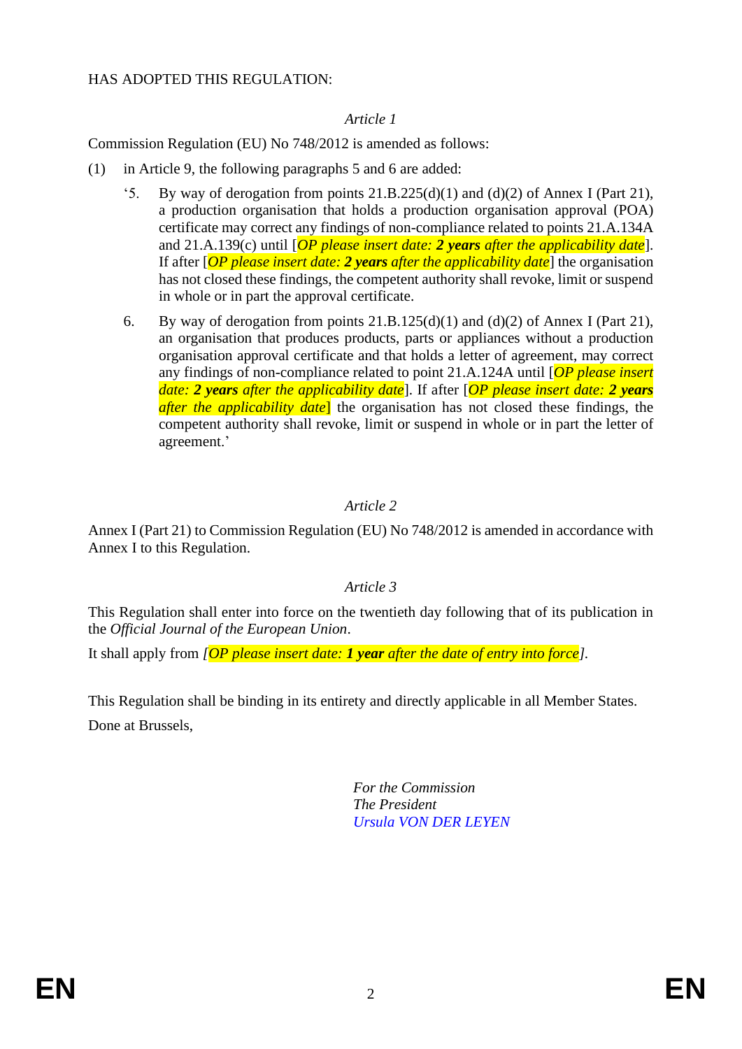HAS ADOPTED THIS REGULATION:

*Article 1*

Commission Regulation (EU) No 748/2012 is amended as follows:

(1) in Article 9, the following paragraphs 5 and 6 are added:

‘5. By way of derogation from points 21.B.225(d)(1) and (d)(2) of Annex I (Part 21), a production organisation that holds a production organisation approval (POA) certificate may correct any findings of non-compliance related to points 21.A.134A and 21.A.139(c) until [*OP please insert date: **2 years** after the applicability date*]. If after [*OP please insert date: **2 years** after the applicability date*] the organisation has not closed these findings, the competent authority shall revoke, limit or suspend in whole or in part the approval certificate.

6. By way of derogation from points 21.B.125(d)(1) and (d)(2) of Annex I (Part 21), an organisation that produces products, parts or appliances without a production organisation approval certificate and that holds a letter of agreement, may correct any findings of non-compliance related to point 21.A.124A until [*OP please insert date: **2 years** after the applicability date*]. If after [*OP please insert date: **2 years** after the applicability date*] the organisation has not closed these findings, the competent authority shall revoke, limit or suspend in whole or in part the letter of agreement.’

*Article 2*

Annex I (Part 21) to Commission Regulation (EU) No 748/2012 is amended in accordance with Annex I to this Regulation.

*Article 3*

This Regulation shall enter into force on the twentieth day following that of its publication in the *Official Journal of the European Union*.

It shall apply from *[OP please insert date: **1 year** after the date of entry into force]*.

This Regulation shall be binding in its entirety and directly applicable in all Member States.

Done at Brussels,

*For the Commission*
*The President*
*Ursula VON DER LEYEN*